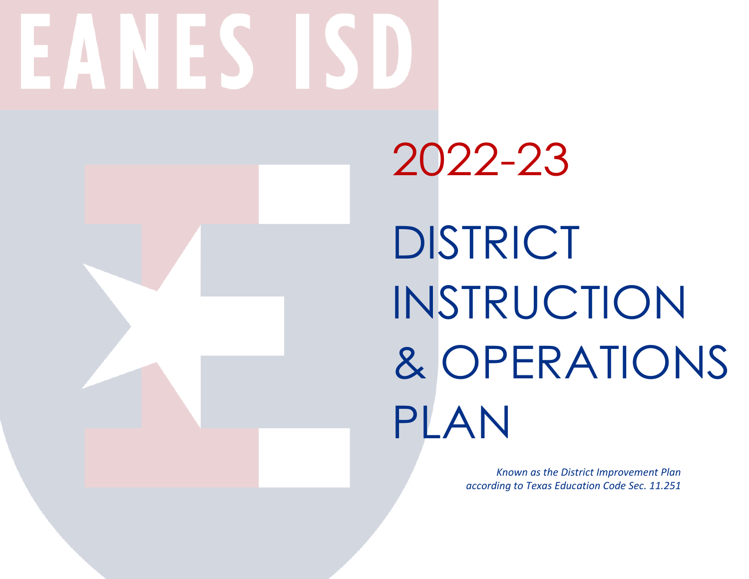# EANES ISD

## 2022-23

# DISTRICT INSTRUCTION & OPERATIONS PLAN

*Known as the District Improvement Plan according to Texas Education Code Sec. 11.251*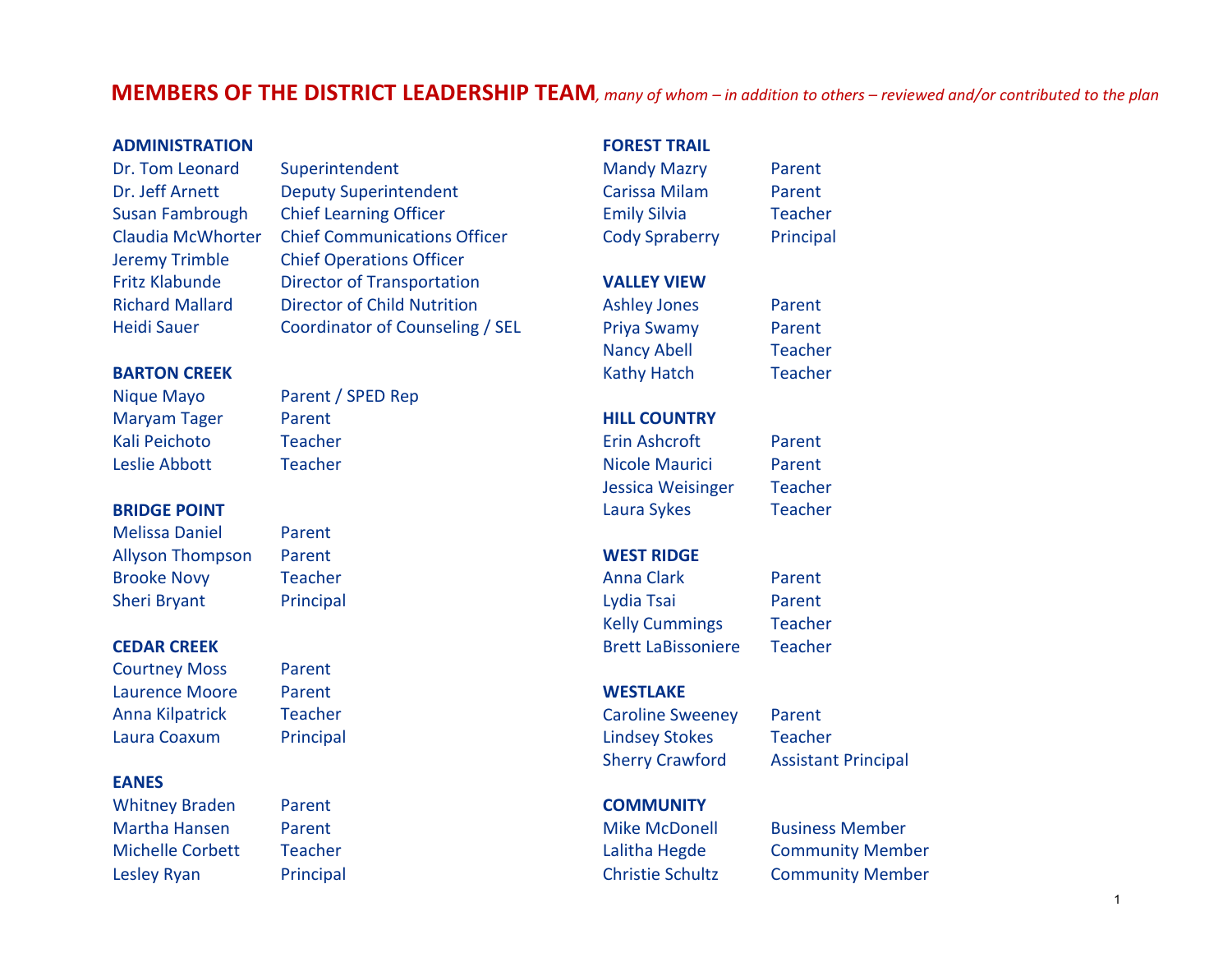# MEMBERS OF THE DISTRICT LEADERSHIP TEAM*, many of whom – in addition to others – reviewed and/or contributed to the plan*

### ADMINISTRATION

| | |
|---|---|
| Dr. Tom Leonard | Superintendent |
| Dr. Jeff Arnett | Deputy Superintendent |
| Susan Fambrough | Chief Learning Officer |
| Claudia McWhorter | Chief Communications Officer |
| Jeremy Trimble | Chief Operations Officer |
| Fritz Klabunde | Director of Transportation |
| Richard Mallard | Director of Child Nutrition |
| Heidi Sauer | Coordinator of Counseling / SEL |

### BARTON CREEK

| | |
|---|---|
| Nique Mayo | Parent / SPED Rep |
| Maryam Tager | Parent |
| Kali Peichoto | Teacher |
| Leslie Abbott | Teacher |

### BRIDGE POINT

| | |
|---|---|
| Melissa Daniel | Parent |
| Allyson Thompson | Parent |
| Brooke Novy | Teacher |
| Sheri Bryant | Principal |

### CEDAR CREEK

| | |
|---|---|
| Courtney Moss | Parent |
| Laurence Moore | Parent |
| Anna Kilpatrick | Teacher |
| Laura Coaxum | Principal |

### EANES

| | |
|---|---|
| Whitney Braden | Parent |
| Martha Hansen | Parent |
| Michelle Corbett | Teacher |
| Lesley Ryan | Principal |

### FOREST TRAIL

| | |
|---|---|
| Mandy Mazry | Parent |
| Carissa Milam | Parent |
| Emily Silvia | Teacher |
| Cody Spraberry | Principal |

### VALLEY VIEW

| | |
|---|---|
| Ashley Jones | Parent |
| Priya Swamy | Parent |
| Nancy Abell | Teacher |
| Kathy Hatch | Teacher |

### HILL COUNTRY

| | |
|---|---|
| Erin Ashcroft | Parent |
| Nicole Maurici | Parent |
| Jessica Weisinger | Teacher |
| Laura Sykes | Teacher |

### WEST RIDGE

| | |
|---|---|
| Anna Clark | Parent |
| Lydia Tsai | Parent |
| Kelly Cummings | Teacher |
| Brett LaBissoniere | Teacher |

### WESTLAKE

| | |
|---|---|
| Caroline Sweeney | Parent |
| Lindsey Stokes | Teacher |
| Sherry Crawford | Assistant Principal |

### COMMUNITY

| | |
|---|---|
| Mike McDonell | Business Member |
| Lalitha Hegde | Community Member |
| Christie Schultz | Community Member |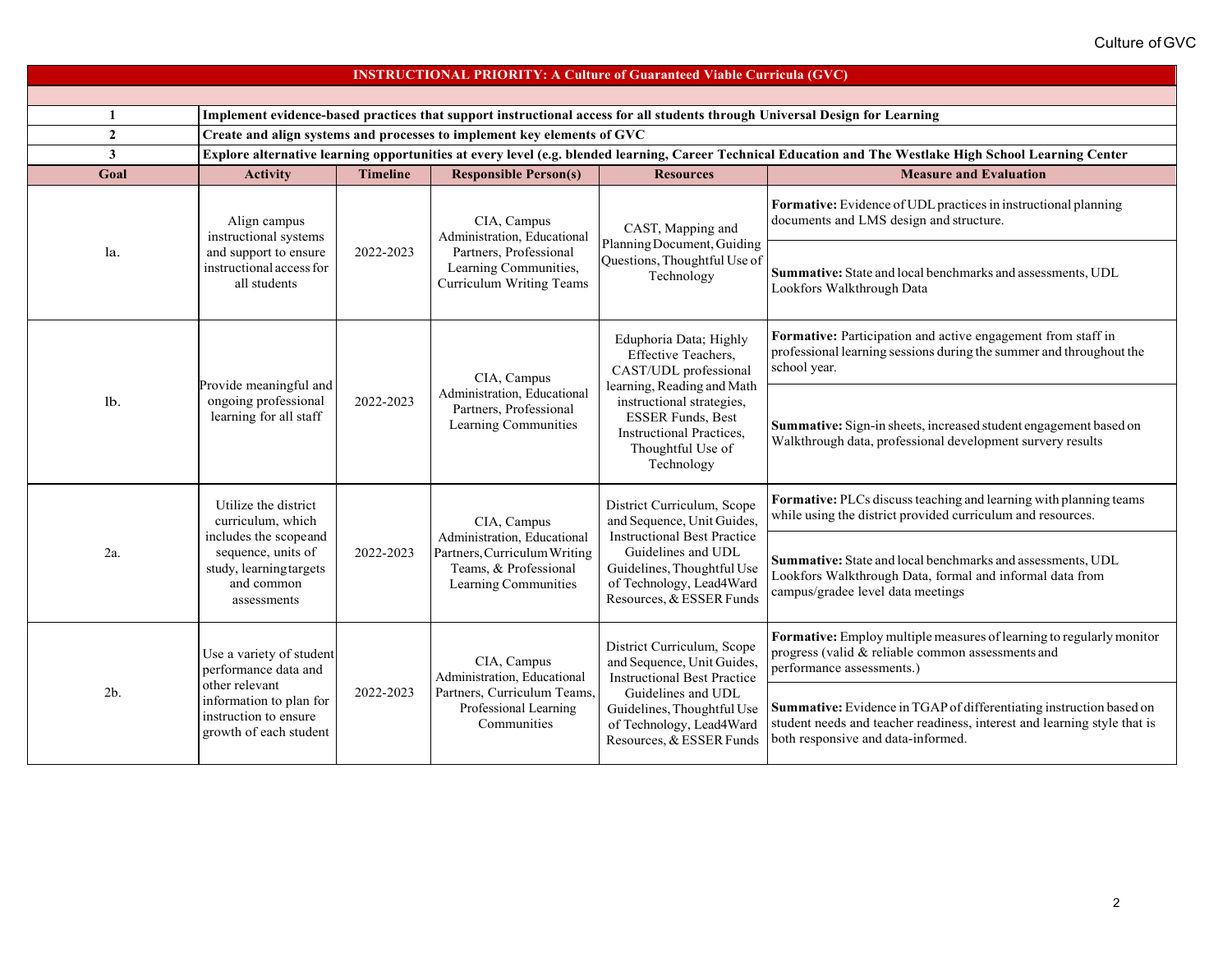## INSTRUCTIONAL PRIORITY: A Culture of Guaranteed Viable Curricula (GVC)

| | |
|---|---|
| **1** | **Implement evidence-based practices that support instructional access for all students through Universal Design for Learning** |
| **2** | **Create and align systems and processes to implement key elements of GVC** |
| **3** | **Explore alternative learning opportunities at every level (e.g. blended learning, Career Technical Education and The Westlake High School Learning Center** |

| Goal | Activity | Timeline | Responsible Person(s) | Resources | Measure and Evaluation |
|---|---|---|---|---|---|
| la. | Align campus instructional systems and support to ensure instructional access for all students | 2022-2023 | CIA, Campus Administration, Educational Partners, Professional Learning Communities, Curriculum Writing Teams | CAST, Mapping and Planning Document, Guiding Questions, Thoughtful Use of Technology | **Formative:** Evidence of UDL practices in instructional planning documents and LMS design and structure. |
| | | | | | **Summative:** State and local benchmarks and assessments, UDL Lookfors Walkthrough Data |
| lb. | Provide meaningful and ongoing professional learning for all staff | 2022-2023 | CIA, Campus Administration, Educational Partners, Professional Learning Communities | Eduphoria Data; Highly Effective Teachers, CAST/UDL professional learning, Reading and Math instructional strategies, ESSER Funds, Best Instructional Practices, Thoughtful Use of Technology | **Formative:** Participation and active engagement from staff in professional learning sessions during the summer and throughout the school year. |
| | | | | | **Summative:** Sign-in sheets, increased student engagement based on Walkthrough data, professional development survery results |
| 2a. | Utilize the district curriculum, which includes the scope and sequence, units of study, learning targets and common assessments | 2022-2023 | CIA, Campus Administration, Educational Partners, Curriculum Writing Teams, & Professional Learning Communities | District Curriculum, Scope and Sequence, Unit Guides, Instructional Best Practice Guidelines and UDL Guidelines, Thoughtful Use of Technology, Lead4Ward Resources, & ESSER Funds | **Formative:** PLCs discuss teaching and learning with planning teams while using the district provided curriculum and resources. |
| | | | | | **Summative:** State and local benchmarks and assessments, UDL Lookfors Walkthrough Data, formal and informal data from campus/gradee level data meetings |
| 2b. | Use a variety of student performance data and other relevant information to plan for instruction to ensure growth of each student | 2022-2023 | CIA, Campus Administration, Educational Partners, Curriculum Teams, Professional Learning Communities | District Curriculum, Scope and Sequence, Unit Guides, Instructional Best Practice Guidelines and UDL Guidelines, Thoughtful Use of Technology, Lead4Ward Resources, & ESSER Funds | **Formative:** Employ multiple measures of learning to regularly monitor progress (valid & reliable common assessments and performance assessments.) |
| | | | | | **Summative:** Evidence in TGAP of differentiating instruction based on student needs and teacher readiness, interest and learning style that is both responsive and data-informed. |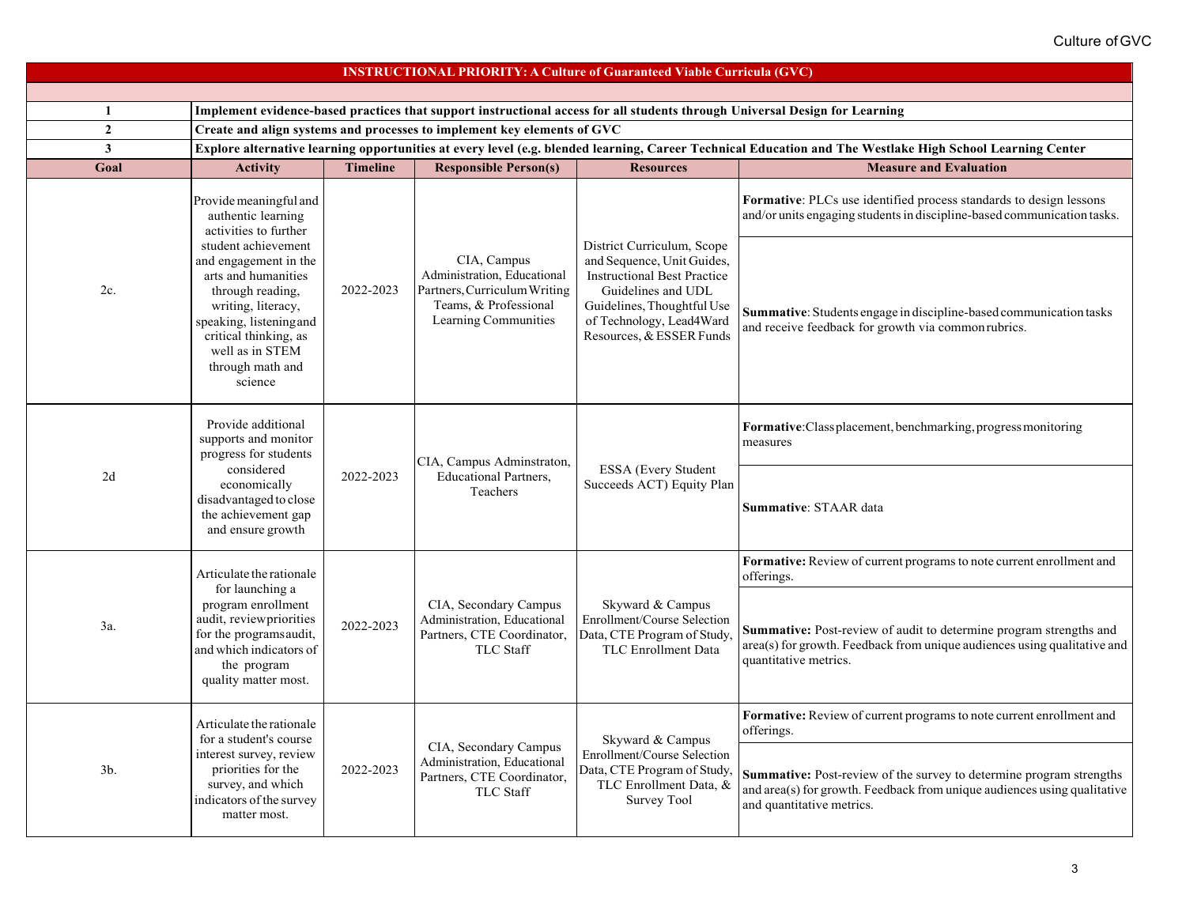| INSTRUCTIONAL PRIORITY: A Culture of Guaranteed Viable Curricula (GVC) | | | | | |
|---|---|---|---|---|---|
| **1** | **Implement evidence-based practices that support instructional access for all students through Universal Design for Learning** | | | | |
| **2** | **Create and align systems and processes to implement key elements of GVC** | | | | |
| **3** | **Explore alternative learning opportunities at every level (e.g. blended learning, Career Technical Education and The Westlake High School Learning Center** | | | | |
| **Goal** | **Activity** | **Timeline** | **Responsible Person(s)** | **Resources** | **Measure and Evaluation** |
| 2c. | Provide meaningful and authentic learning activities to further student achievement and engagement in the arts and humanities through reading, writing, literacy, speaking, listening and critical thinking, as well as in STEM through math and science | 2022-2023 | CIA, Campus Administration, Educational Partners, Curriculum Writing Teams, & Professional Learning Communities | District Curriculum, Scope and Sequence, Unit Guides, Instructional Best Practice Guidelines and UDL Guidelines, Thoughtful Use of Technology, Lead4Ward Resources, & ESSER Funds | **Formative**: PLCs use identified process standards to design lessons and/or units engaging students in discipline-based communication tasks.<br><br>**Summative**: Students engage in discipline-based communication tasks and receive feedback for growth via common rubrics. |
| 2d | Provide additional supports and monitor progress for students considered economically disadvantaged to close the achievement gap and ensure growth | 2022-2023 | CIA, Campus Adminstraton, Educational Partners, Teachers | ESSA (Every Student Succeeds ACT) Equity Plan | **Formative**:Class placement, benchmarking, progress monitoring measures<br><br>**Summative**: STAAR data |
| 3a. | Articulate the rationale for launching a program enrollment audit, review priorities for the programs audit, and which indicators of the program quality matter most. | 2022-2023 | CIA, Secondary Campus Administration, Educational Partners, CTE Coordinator, TLC Staff | Skyward & Campus Enrollment/Course Selection Data, CTE Program of Study, TLC Enrollment Data | **Formative:** Review of current programs to note current enrollment and offerings.<br><br>**Summative:** Post-review of audit to determine program strengths and area(s) for growth. Feedback from unique audiences using qualitative and quantitative metrics. |
| 3b. | Articulate the rationale for a student's course interest survey, review priorities for the survey, and which indicators of the survey matter most. | 2022-2023 | CIA, Secondary Campus Administration, Educational Partners, CTE Coordinator, TLC Staff | Skyward & Campus Enrollment/Course Selection Data, CTE Program of Study, TLC Enrollment Data, & Survey Tool | **Formative:** Review of current programs to note current enrollment and offerings.<br><br>**Summative:** Post-review of the survey to determine program strengths and area(s) for growth. Feedback from unique audiences using qualitative and quantitative metrics. |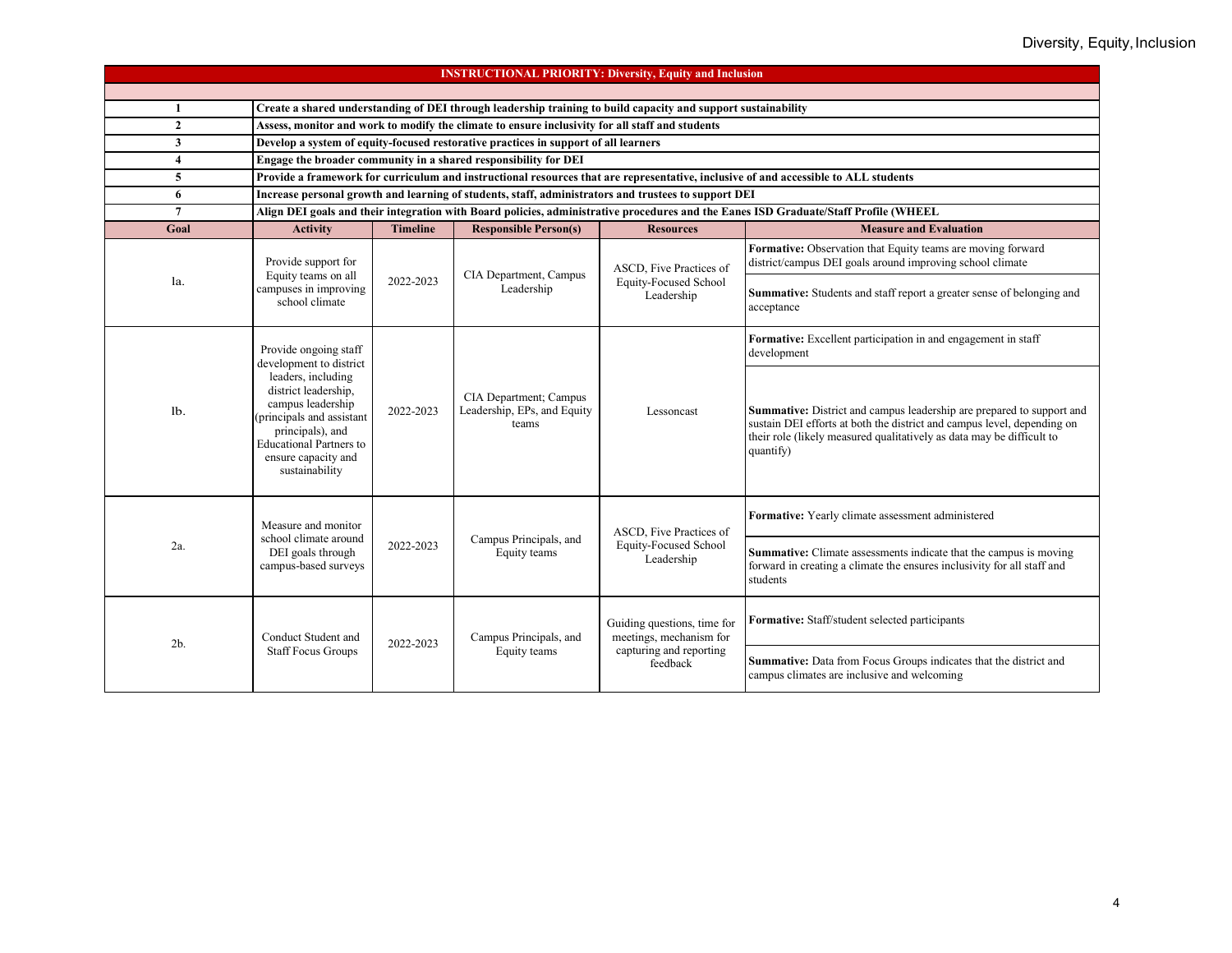| INSTRUCTIONAL PRIORITY: Diversity, Equity and Inclusion | | | | | |
|---|---|---|---|---|---|
| 1 | Create a shared understanding of DEI through leadership training to build capacity and support sustainability | | | | |
| 2 | Assess, monitor and work to modify the climate to ensure inclusivity for all staff and students | | | | |
| 3 | Develop a system of equity-focused restorative practices in support of all learners | | | | |
| 4 | Engage the broader community in a shared responsibility for DEI | | | | |
| 5 | Provide a framework for curriculum and instructional resources that are representative, inclusive of and accessible to ALL students | | | | |
| 6 | Increase personal growth and learning of students, staff, administrators and trustees to support DEI | | | | |
| 7 | Align DEI goals and their integration with Board policies, administrative procedures and the Eanes ISD Graduate/Staff Profile (WHEEL | | | | |
| **Goal** | **Activity** | **Timeline** | **Responsible Person(s)** | **Resources** | **Measure and Evaluation** |
| 1a. | Provide support for Equity teams on all campuses in improving school climate | 2022-2023 | CIA Department, Campus Leadership | ASCD, Five Practices of Equity-Focused School Leadership | **Formative:** Observation that Equity teams are moving forward district/campus DEI goals around improving school climate |
| | | | | | **Summative:** Students and staff report a greater sense of belonging and acceptance |
| 1b. | Provide ongoing staff development to district leaders, including district leadership, campus leadership (principals and assistant principals), and Educational Partners to ensure capacity and sustainability | 2022-2023 | CIA Department; Campus Leadership, EPs, and Equity teams | Lessoncast | **Formative:** Excellent participation in and engagement in staff development |
| | | | | | **Summative:** District and campus leadership are prepared to support and sustain DEI efforts at both the district and campus level, depending on their role (likely measured qualitatively as data may be difficult to quantify) |
| 2a. | Measure and monitor school climate around DEI goals through campus-based surveys | 2022-2023 | Campus Principals, and Equity teams | ASCD, Five Practices of Equity-Focused School Leadership | **Formative:** Yearly climate assessment administered |
| | | | | | **Summative:** Climate assessments indicate that the campus is moving forward in creating a climate the ensures inclusivity for all staff and students |
| 2b. | Conduct Student and Staff Focus Groups | 2022-2023 | Campus Principals, and Equity teams | Guiding questions, time for meetings, mechanism for capturing and reporting feedback | **Formative:** Staff/student selected participants |
| | | | | | **Summative:** Data from Focus Groups indicates that the district and campus climates are inclusive and welcoming |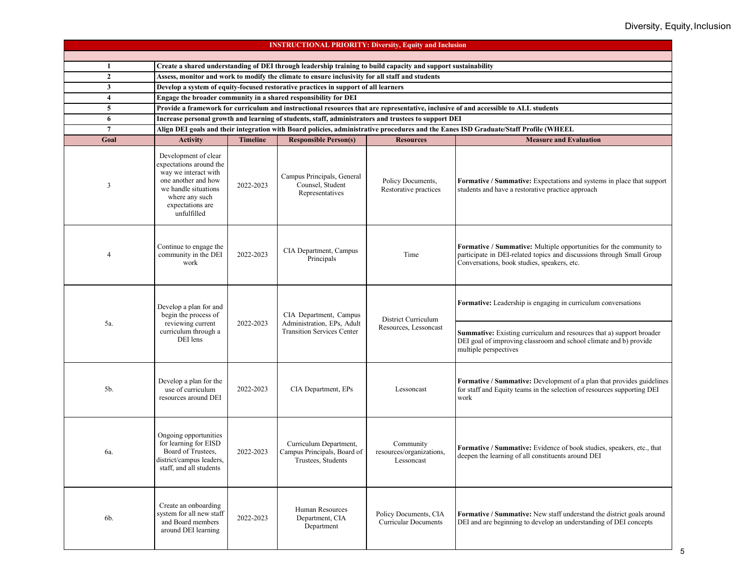Diversity, Equity, Inclusion

| INSTRUCTIONAL PRIORITY: Diversity, Equity and Inclusion | | | | | |
|---|---|---|---|---|---|
| **1** | **Create a shared understanding of DEI through leadership training to build capacity and support sustainability** | | | | |
| **2** | **Assess, monitor and work to modify the climate to ensure inclusivity for all staff and students** | | | | |
| **3** | **Develop a system of equity-focused restorative practices in support of all learners** | | | | |
| **4** | **Engage the broader community in a shared responsibility for DEI** | | | | |
| **5** | **Provide a framework for curriculum and instructional resources that are representative, inclusive of and accessible to ALL students** | | | | |
| **6** | **Increase personal growth and learning of students, staff, administrators and trustees to support DEI** | | | | |
| **7** | **Align DEI goals and their integration with Board policies, administrative procedures and the Eanes ISD Graduate/Staff Profile (WHEEL** | | | | |
| **Goal** | **Activity** | **Timeline** | **Responsible Person(s)** | **Resources** | **Measure and Evaluation** |
| 3 | Development of clear expectations around the way we interact with one another and how we handle situations where any such expectations are unfulfilled | 2022-2023 | Campus Principals, General Counsel, Student Representatives | Policy Documents, Restorative practices | **Formative / Summative:** Expectations and systems in place that support students and have a restorative practice approach |
| 4 | Continue to engage the community in the DEI work | 2022-2023 | CIA Department, Campus Principals | Time | **Formative / Summative:** Multiple opportunities for the community to participate in DEI-related topics and discussions through Small Group Conversations, book studies, speakers, etc. |
| 5a. | Develop a plan for and begin the process of reviewing current curriculum through a DEI lens | 2022-2023 | CIA Department, Campus Administration, EPs, Adult Transition Services Center | District Curriculum Resources, Lessoncast | **Formative:** Leadership is engaging in curriculum conversations<br>**Summative:** Existing curriculum and resources that a) support broader DEI goal of improving classroom and school climate and b) provide multiple perspectives |
| 5b. | Develop a plan for the use of curriculum resources around DEI | 2022-2023 | CIA Department, EPs | Lessoncast | **Formative / Summative:** Development of a plan that provides guidelines for staff and Equity teams in the selection of resources supporting DEI work |
| 6a. | Ongoing opportunities for learning for EISD Board of Trustees, district/campus leaders, staff, and all students | 2022-2023 | Curriculum Department, Campus Principals, Board of Trustees, Students | Community resources/organizations, Lessoncast | **Formative / Summative:** Evidence of book studies, speakers, etc., that deepen the learning of all constituents around DEI |
| 6b. | Create an onboarding system for all new staff and Board members around DEI learning | 2022-2023 | Human Resources Department, CIA Department | Policy Documents, CIA Curricular Documents | **Formative / Summative:** New staff understand the district goals around DEI and are beginning to develop an understanding of DEI concepts |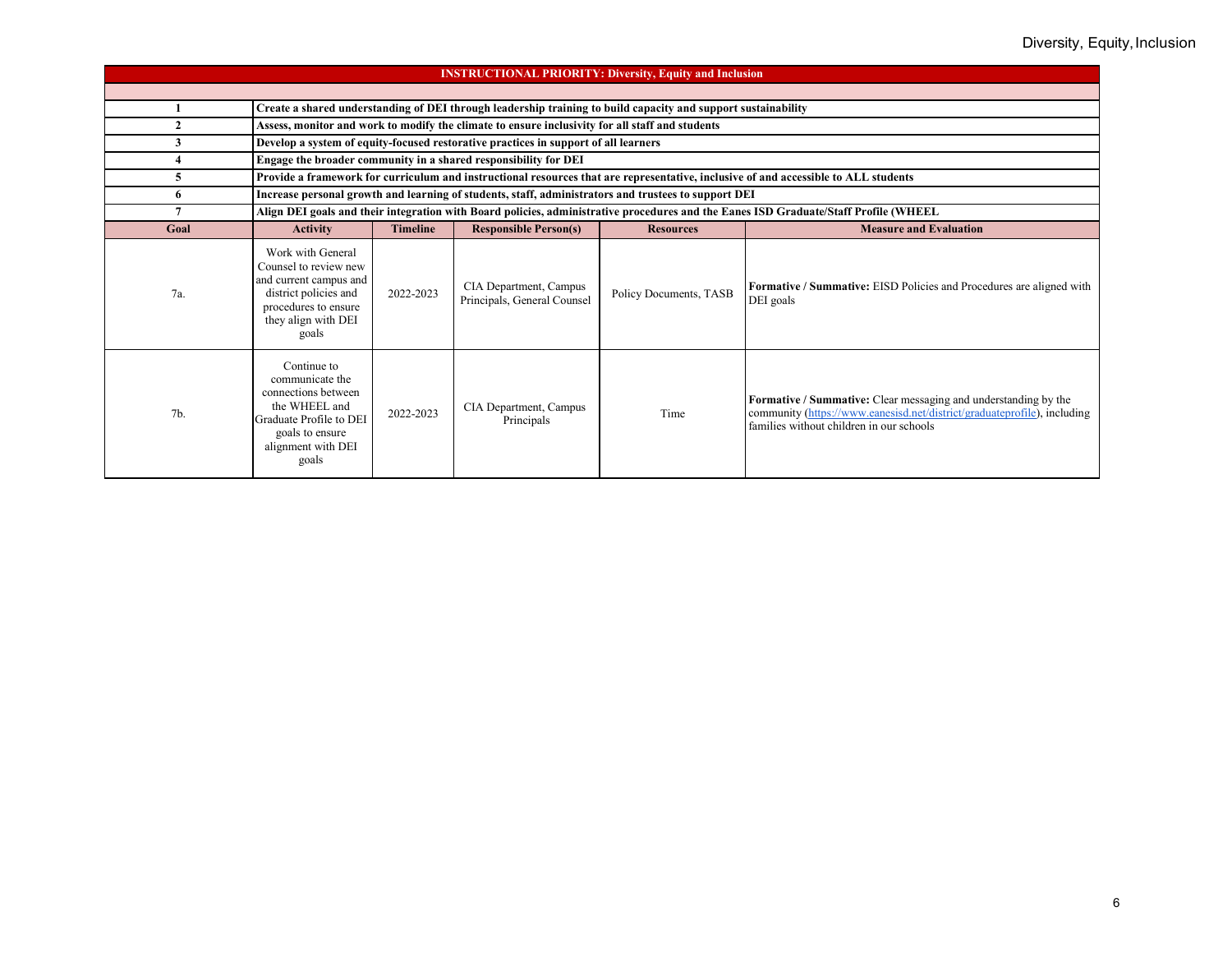| INSTRUCTIONAL PRIORITY: Diversity, Equity and Inclusion | | | | | |
|---|---|---|---|---|---|
| | | | | | |
| **1** | **Create a shared understanding of DEI through leadership training to build capacity and support sustainability** | | | | |
| **2** | **Assess, monitor and work to modify the climate to ensure inclusivity for all staff and students** | | | | |
| **3** | **Develop a system of equity-focused restorative practices in support of all learners** | | | | |
| **4** | **Engage the broader community in a shared responsibility for DEI** | | | | |
| **5** | **Provide a framework for curriculum and instructional resources that are representative, inclusive of and accessible to ALL students** | | | | |
| **6** | **Increase personal growth and learning of students, staff, administrators and trustees to support DEI** | | | | |
| **7** | **Align DEI goals and their integration with Board policies, administrative procedures and the Eanes ISD Graduate/Staff Profile (WHEEL** | | | | |
| **Goal** | **Activity** | **Timeline** | **Responsible Person(s)** | **Resources** | **Measure and Evaluation** |
| 7a. | Work with General Counsel to review new and current campus and district policies and procedures to ensure they align with DEI goals | 2022-2023 | CIA Department, Campus Principals, General Counsel | Policy Documents, TASB | **Formative / Summative:** EISD Policies and Procedures are aligned with DEI goals |
| 7b. | Continue to communicate the connections between the WHEEL and Graduate Profile to DEI goals to ensure alignment with DEI goals | 2022-2023 | CIA Department, Campus Principals | Time | **Formative / Summative:** Clear messaging and understanding by the community (https://www.eanesisd.net/district/graduateprofile), including families without children in our schools |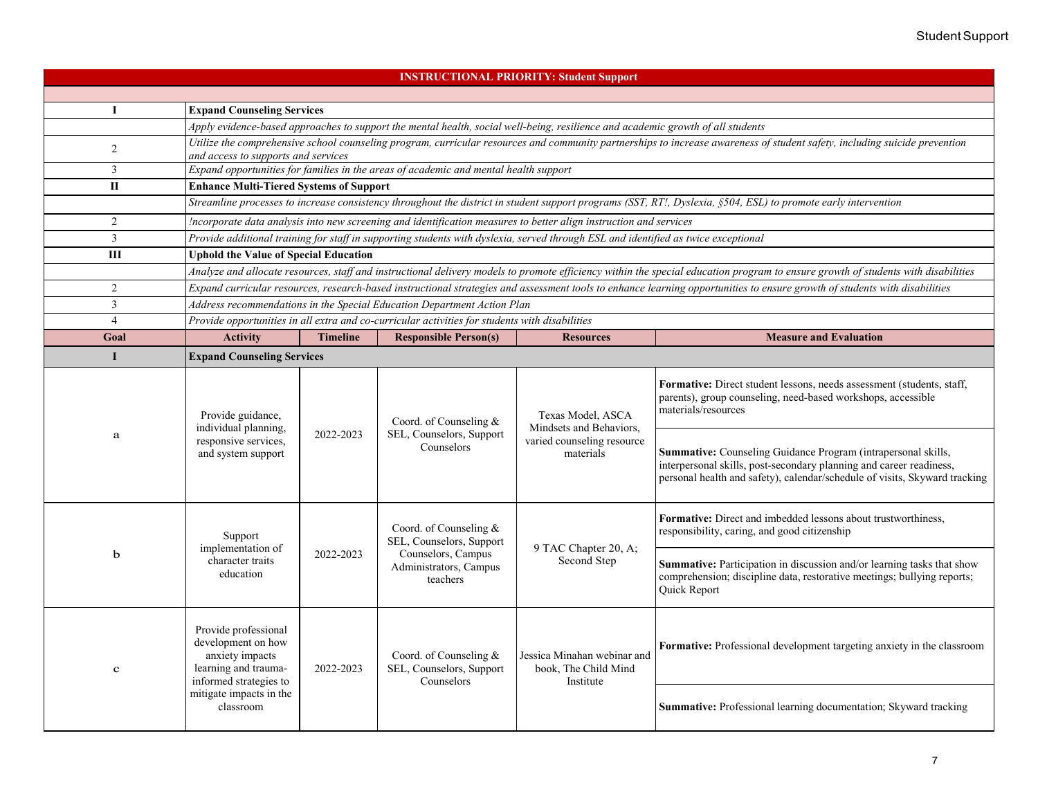| INSTRUCTIONAL PRIORITY: Student Support | | | | | |
|---|---|---|---|---|---|
| I | **Expand Counseling Services** | | | | |
| | *Apply evidence-based approaches to support the mental health, social well-being, resilience and academic growth of all students* | | | | |
| 2 | *Utilize the comprehensive school counseling program, curricular resources and community partnerships to increase awareness of student safety, including suicide prevention and access to supports and services* | | | | |
| 3 | *Expand opportunities for families in the areas of academic and mental health support* | | | | |
| II | **Enhance Multi-Tiered Systems of Support** | | | | |
| | *Streamline processes to increase consistency throughout the district in student support programs (SST, RT!, Dyslexia, §504, ESL) to promote early intervention* | | | | |
| 2 | *!ncorporate data analysis into new screening and identification measures to better align instruction and services* | | | | |
| 3 | *Provide additional training for staff in supporting students with dyslexia, served through ESL and identified as twice exceptional* | | | | |
| III | **Uphold the Value of Special Education** | | | | |
| | *Analyze and allocate resources, staff and instructional delivery models to promote efficiency within the special education program to ensure growth of students with disabilities* | | | | |
| 2 | *Expand curricular resources, research-based instructional strategies and assessment tools to enhance learning opportunities to ensure growth of students with disabilities* | | | | |
| 3 | *Address recommendations in the Special Education Department Action Plan* | | | | |
| 4 | *Provide opportunities in all extra and co-curricular activities for students with disabilities* | | | | |
| **Goal** | **Activity** | **Timeline** | **Responsible Person(s)** | **Resources** | **Measure and Evaluation** |
| **I** | **Expand Counseling Services** | | | | |
| a | Provide guidance, individual planning, responsive services, and system support | 2022-2023 | Coord. of Counseling & SEL, Counselors, Support Counselors | Texas Model, ASCA Mindsets and Behaviors, varied counseling resource materials | **Formative:** Direct student lessons, needs assessment (students, staff, parents), group counseling, need-based workshops, accessible materials/resources<br>**Summative:** Counseling Guidance Program (intrapersonal skills, interpersonal skills, post-secondary planning and career readiness, personal health and safety), calendar/schedule of visits, Skyward tracking |
| b | Support implementation of character traits education | 2022-2023 | Coord. of Counseling & SEL, Counselors, Support Counselors, Campus Administrators, Campus teachers | 9 TAC Chapter 20, A; Second Step | **Formative:** Direct and imbedded lessons about trustworthiness, responsibility, caring, and good citizenship<br>**Summative:** Participation in discussion and/or learning tasks that show comprehension; discipline data, restorative meetings; bullying reports; Quick Report |
| c | Provide professional development on how anxiety impacts learning and trauma-informed strategies to mitigate impacts in the classroom | 2022-2023 | Coord. of Counseling & SEL, Counselors, Support Counselors | Jessica Minahan webinar and book, The Child Mind Institute | **Formative:** Professional development targeting anxiety in the classroom<br>**Summative:** Professional learning documentation; Skyward tracking |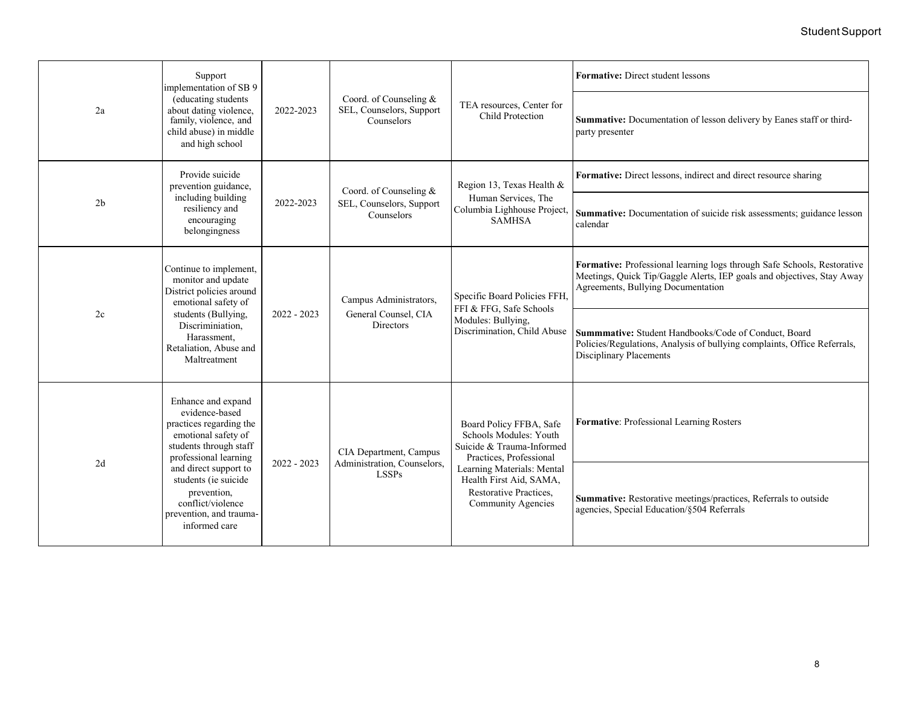| | | | | | |
|---|---|---|---|---|---|
| 2a | Support implementation of SB 9 (educating students about dating violence, family, violence, and child abuse) in middle and high school | 2022-2023 | Coord. of Counseling & SEL, Counselors, Support Counselors | TEA resources, Center for Child Protection | **Formative:** Direct student lessons<br><br>**Summative:** Documentation of lesson delivery by Eanes staff or third-party presenter |
| 2b | Provide suicide prevention guidance, including building resiliency and encouraging belongingness | 2022-2023 | Coord. of Counseling & SEL, Counselors, Support Counselors | Region 13, Texas Health & Human Services, The Columbia Lighhouse Project, SAMHSA | **Formative:** Direct lessons, indirect and direct resource sharing<br><br>**Summative:** Documentation of suicide risk assessments; guidance lesson calendar |
| 2c | Continue to implement, monitor and update District policies around emotional safety of students (Bullying, Discriminiation, Harassment, Retaliation, Abuse and Maltreatment | 2022 - 2023 | Campus Administrators, General Counsel, CIA Directors | Specific Board Policies FFH, FFI & FFG, Safe Schools Modules: Bullying, Discrimination, Child Abuse | **Formative:** Professional learning logs through Safe Schools, Restorative Meetings, Quick Tip/Gaggle Alerts, IEP goals and objectives, Stay Away Agreements, Bullying Documentation<br><br>**Summmative:** Student Handbooks/Code of Conduct, Board Policies/Regulations, Analysis of bullying complaints, Office Referrals, Disciplinary Placements |
| 2d | Enhance and expand evidence-based practices regarding the emotional safety of students through staff professional learning and direct support to students (ie suicide prevention, conflict/violence prevention, and trauma-informed care | 2022 - 2023 | CIA Department, Campus Administration, Counselors, LSSPs | Board Policy FFBA, Safe Schools Modules: Youth Suicide & Trauma-Informed Practices, Professional Learning Materials: Mental Health First Aid, SAMA, Restorative Practices, Community Agencies | **Formative**: Professional Learning Rosters<br><br>**Summative:** Restorative meetings/practices, Referrals to outside agencies, Special Education/§504 Referrals |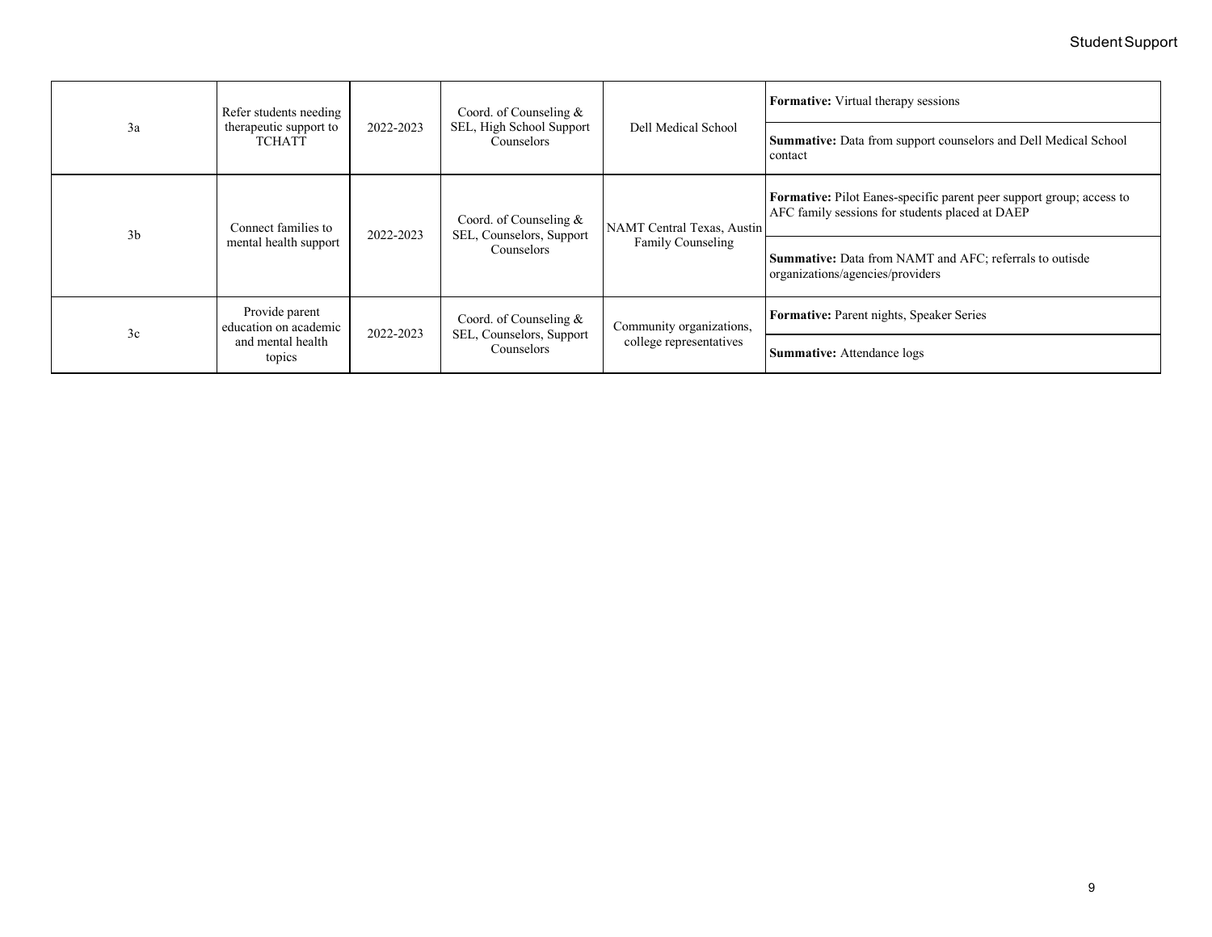| | | | | | |
|---|---|---|---|---|---|
| 3a | Refer students needing therapeutic support to TCHATT | 2022-2023 | Coord. of Counseling & SEL, High School Support Counselors | Dell Medical School | **Formative:** Virtual therapy sessions |
| | | | | | **Summative:** Data from support counselors and Dell Medical School contact |
| 3b | Connect families to mental health support | 2022-2023 | Coord. of Counseling & SEL, Counselors, Support Counselors | NAMT Central Texas, Austin Family Counseling | **Formative:** Pilot Eanes-specific parent peer support group; access to AFC family sessions for students placed at DAEP |
| | | | | | **Summative:** Data from NAMT and AFC; referrals to outisde organizations/agencies/providers |
| 3c | Provide parent education on academic and mental health topics | 2022-2023 | Coord. of Counseling & SEL, Counselors, Support Counselors | Community organizations, college representatives | **Formative:** Parent nights, Speaker Series |
| | | | | | **Summative:** Attendance logs |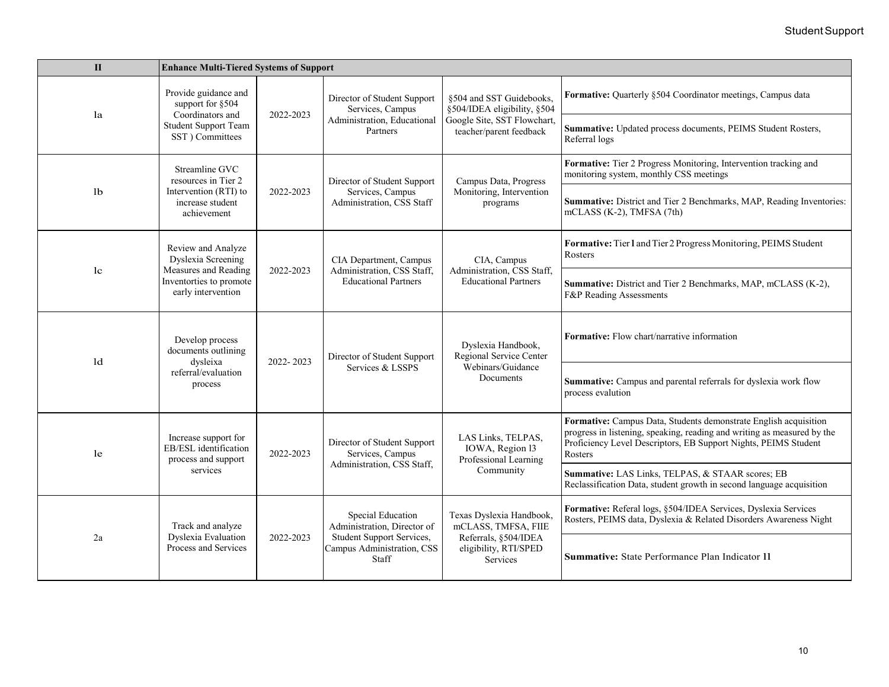| II | Enhance Multi-Tiered Systems of Support | | | | |
|---|---|---|---|---|---|
| 1a | Provide guidance and support for §504 Coordinators and Student Support Team SST ) Committees | 2022-2023 | Director of Student Support Services, Campus Administration, Educational Partners | §504 and SST Guidebooks, §504/IDEA eligibility, §504 Google Site, SST Flowchart, teacher/parent feedback | **Formative:** Quarterly §504 Coordinator meetings, Campus data |
| | | | | | **Summative:** Updated process documents, PEIMS Student Rosters, Referral logs |
| 1b | Streamline GVC resources in Tier 2 Intervention (RTI) to increase student achievement | 2022-2023 | Director of Student Support Services, Campus Administration, CSS Staff | Campus Data, Progress Monitoring, Intervention programs | **Formative:** Tier 2 Progress Monitoring, Intervention tracking and monitoring system, monthly CSS meetings |
| | | | | | **Summative:** District and Tier 2 Benchmarks, MAP, Reading Inventories: mCLASS (K-2), TMFSA (7th) |
| 1c | Review and Analyze Dyslexia Screening Measures and Reading Inventories to promote early intervention | 2022-2023 | CIA Department, Campus Administration, CSS Staff, Educational Partners | CIA, Campus Administration, CSS Staff, Educational Partners | **Formative:** Tier 1 and Tier 2 Progress Monitoring, PEIMS Student Rosters |
| | | | | | **Summative:** District and Tier 2 Benchmarks, MAP, mCLASS (K-2), F&P Reading Assessments |
| 1d | Develop process documents outlining dysleixa referral/evaluation process | 2022- 2023 | Director of Student Support Services & LSSPS | Dyslexia Handbook, Regional Service Center Webinars/Guidance Documents | **Formative:** Flow chart/narrative information |
| | | | | | **Summative:** Campus and parental referrals for dyslexia work flow process evalution |
| 1e | Increase support for EB/ESL identification process and support services | 2022-2023 | Director of Student Support Services, Campus Administration, CSS Staff, | LAS Links, TELPAS, IOWA, Region 13 Professional Learning Community | **Formative:** Campus Data, Students demonstrate English acquisition progress in listening, speaking, reading and writing as measured by the Proficiency Level Descriptors, EB Support Nights, PEIMS Student Rosters |
| | | | | | **Summative:** LAS Links, TELPAS, & STAAR scores; EB Reclassification Data, student growth in second language acquisition |
| 2a | Track and analyze Dyslexia Evaluation Process and Services | 2022-2023 | Special Education Administration, Director of Student Support Services, Campus Administration, CSS Staff | Texas Dyslexia Handbook, mCLASS, TMFSA, FIIE Referrals, §504/IDEA eligibility, RTI/SPED Services | **Formative:** Referal logs, §504/IDEA Services, Dyslexia Services Rosters, PEIMS data, Dyslexia & Related Disorders Awareness Night |
| | | | | | **Summative:** State Performance Plan Indicator 11 |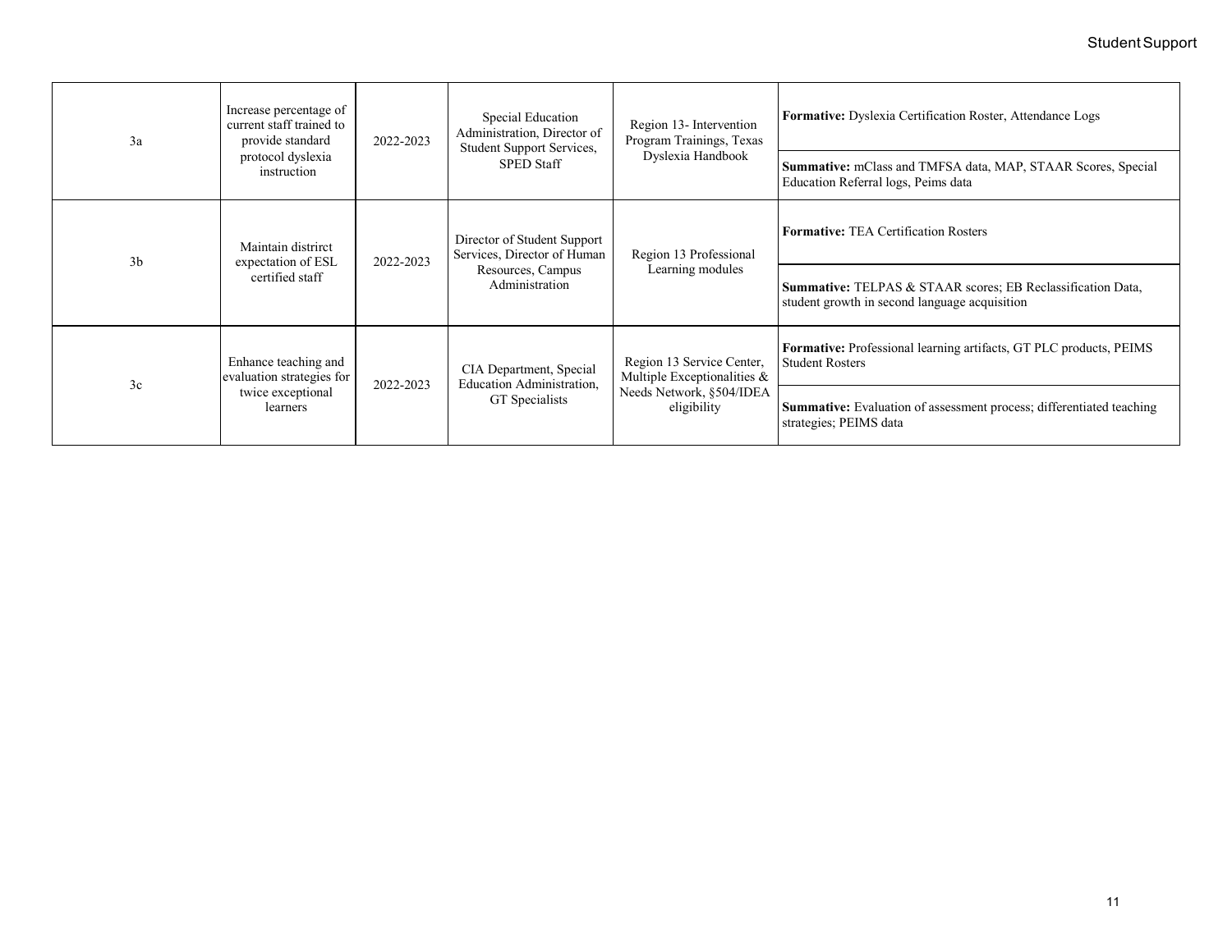| | | | | | |
|---|---|---|---|---|---|
| 3a | Increase percentage of current staff trained to provide standard protocol dyslexia instruction | 2022-2023 | Special Education Administration, Director of Student Support Services, SPED Staff | Region 13- Intervention Program Trainings, Texas Dyslexia Handbook | **Formative:** Dyslexia Certification Roster, Attendance Logs |
| | | | | | **Summative:** mClass and TMFSA data, MAP, STAAR Scores, Special Education Referral logs, Peims data |
| 3b | Maintain distrirct expectation of ESL certified staff | 2022-2023 | Director of Student Support Services, Director of Human Resources, Campus Administration | Region 13 Professional Learning modules | **Formative:** TEA Certification Rosters |
| | | | | | **Summative:** TELPAS & STAAR scores; EB Reclassification Data, student growth in second language acquisition |
| 3c | Enhance teaching and evaluation strategies for twice exceptional learners | 2022-2023 | CIA Department, Special Education Administration, GT Specialists | Region 13 Service Center, Multiple Exceptionalities & Needs Network, §504/IDEA eligibility | **Formative:** Professional learning artifacts, GT PLC products, PEIMS Student Rosters |
| | | | | | **Summative:** Evaluation of assessment process; differentiated teaching strategies; PEIMS data |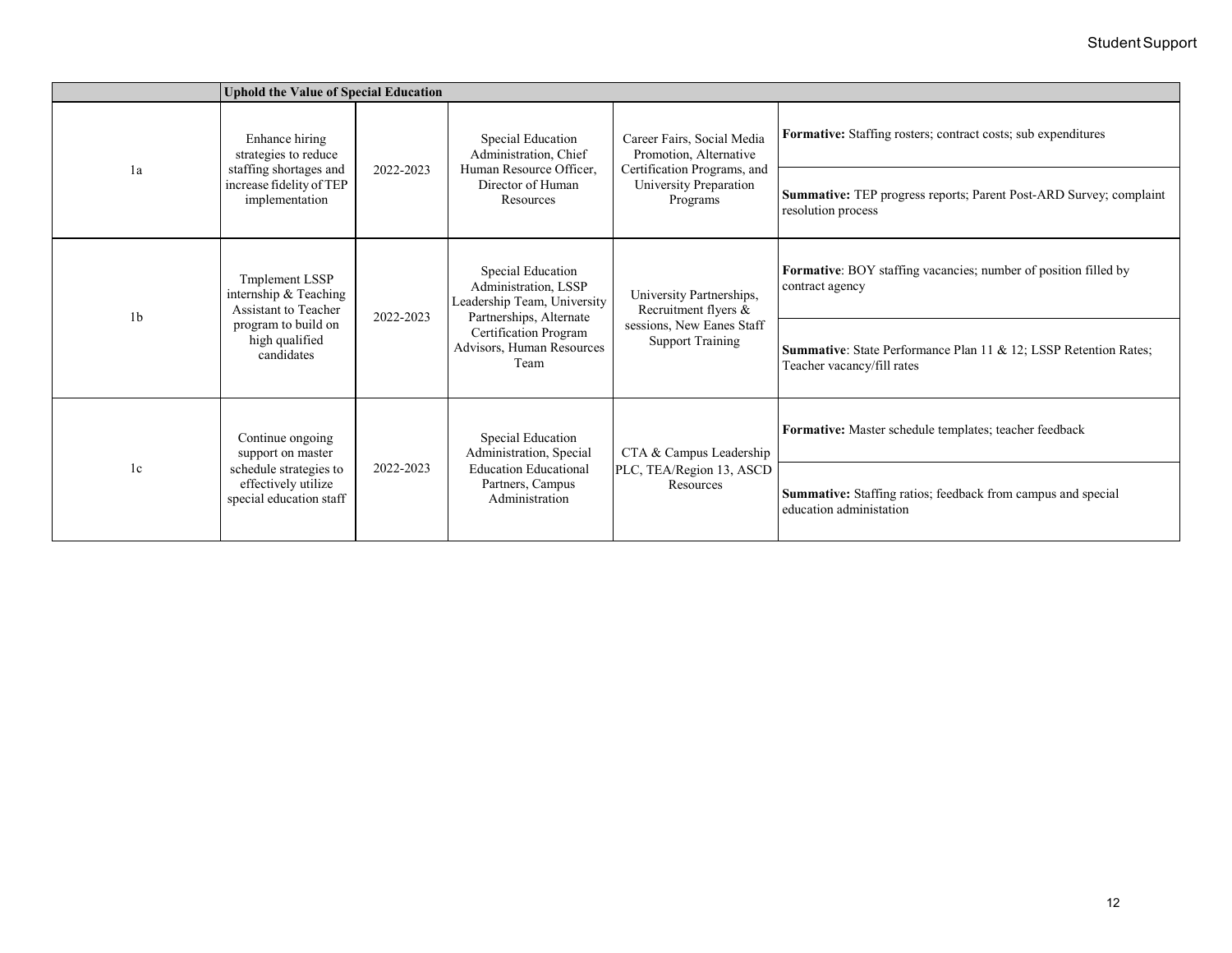| | Uhold the Value of Special Education | | | | |
|---|---|---|---|---|---|
| 1a | Enhance hiring strategies to reduce staffing shortages and increase fidelity of TEP implementation | 2022-2023 | Special Education Administration, Chief Human Resource Officer, Director of Human Resources | Career Fairs, Social Media Promotion, Alternative Certification Programs, and University Preparation Programs | **Formative:** Staffing rosters; contract costs; sub expenditures |
| | | | | | **Summative:** TEP progress reports; Parent Post-ARD Survey; complaint resolution process |
| 1b | Tmplement LSSP internship & Teaching Assistant to Teacher program to build on high qualified candidates | 2022-2023 | Special Education Administration, LSSP Leadership Team, University Partnerships, Alternate Certification Program Advisors, Human Resources Team | University Partnerships, Recruitment flyers & sessions, New Eanes Staff Support Training | **Formative**: BOY staffing vacancies; number of position filled by contract agency |
| | | | | | **Summative**: State Performance Plan 11 & 12; LSSP Retention Rates; Teacher vacancy/fill rates |
| 1c | Continue ongoing support on master schedule strategies to effectively utilize special education staff | 2022-2023 | Special Education Administration, Special Education Educational Partners, Campus Administration | CTA & Campus Leadership PLC, TEA/Region 13, ASCD Resources | **Formative:** Master schedule templates; teacher feedback |
| | | | | | **Summative:** Staffing ratios; feedback from campus and special education administation |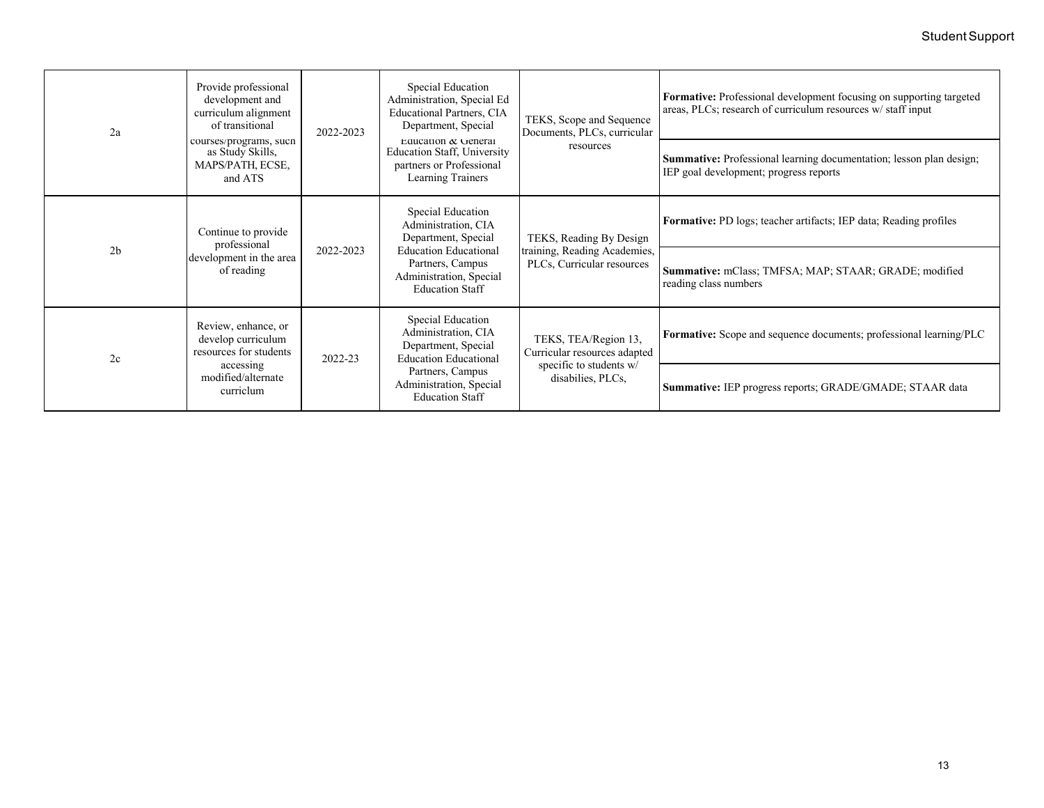| | | | | | |
|---|---|---|---|---|---|
| 2a | Provide professional development and curriculum alignment of transitional courses/programs, such as Study Skills, MAPS/PATH, ECSE, and ATS | 2022-2023 | Special Education Administration, Special Ed Educational Partners, CIA Department, Special Education & General Education Staff, University partners or Professional Learning Trainers | TEKS, Scope and Sequence Documents, PLCs, curricular resources | **Formative:** Professional development focusing on supporting targeted areas, PLCs; research of curriculum resources w/ staff input |
| | | | | | **Summative:** Professional learning documentation; lesson plan design; IEP goal development; progress reports |
| 2b | Continue to provide professional development in the area of reading | 2022-2023 | Special Education Administration, CIA Department, Special Education Educational Partners, Campus Administration, Special Education Staff | TEKS, Reading By Design training, Reading Academies, PLCs, Curricular resources | **Formative:** PD logs; teacher artifacts; IEP data; Reading profiles |
| | | | | | **Summative:** mClass; TMFSA; MAP; STAAR; GRADE; modified reading class numbers |
| 2c | Review, enhance, or develop curriculum resources for students accessing modified/alternate curriclum | 2022-23 | Special Education Administration, CIA Department, Special Education Educational Partners, Campus Administration, Special Education Staff | TEKS, TEA/Region 13, Curricular resources adapted specific to students w/ disabilies, PLCs, | **Formative:** Scope and sequence documents; professional learning/PLC |
| | | | | | **Summative:** IEP progress reports; GRADE/GMADE; STAAR data |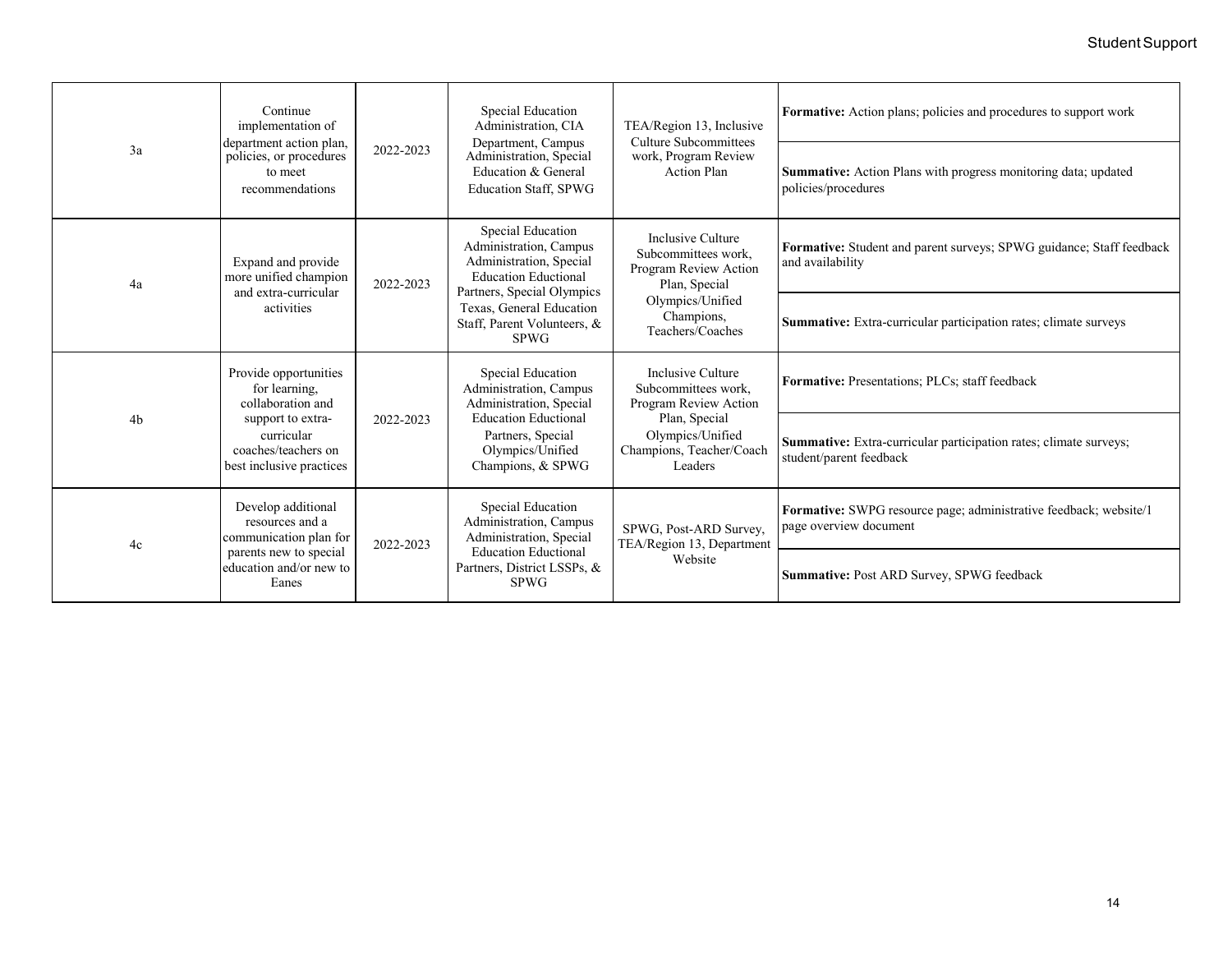| 3a | Continue implementation of department action plan, policies, or procedures to meet recommendations | 2022-2023 | Special Education Administration, CIA Department, Campus Administration, Special Education & General Education Staff, SPWG | TEA/Region 13, Inclusive Culture Subcommittees work, Program Review Action Plan | **Formative:** Action plans; policies and procedures to support work |
|---|---|---|---|---|---|
| | | | | | **Summative:** Action Plans with progress monitoring data; updated policies/procedures |
| 4a | Expand and provide more unified champion and extra-curricular activities | 2022-2023 | Special Education Administration, Campus Administration, Special Education Eductional Partners, Special Olympics Texas, General Education Staff, Parent Volunteers, & SPWG | Inclusive Culture Subcommittees work, Program Review Action Plan, Special Olympics/Unified Champions, Teachers/Coaches | **Formative:** Student and parent surveys; SPWG guidance; Staff feedback and availability |
| | | | | | **Summative:** Extra-curricular participation rates; climate surveys |
| 4b | Provide opportunities for learning, collaboration and support to extra-curricular coaches/teachers on best inclusive practices | 2022-2023 | Special Education Administration, Campus Administration, Special Education Eductional Partners, Special Olympics/Unified Champions, & SPWG | Inclusive Culture Subcommittees work, Program Review Action Plan, Special Olympics/Unified Champions, Teacher/Coach Leaders | **Formative:** Presentations; PLCs; staff feedback |
| | | | | | **Summative:** Extra-curricular participation rates; climate surveys; student/parent feedback |
| 4c | Develop additional resources and a communication plan for parents new to special education and/or new to Eanes | 2022-2023 | Special Education Administration, Campus Administration, Special Education Eductional Partners, District LSSPs, & SPWG | SPWG, Post-ARD Survey, TEA/Region 13, Department Website | **Formative:** SWPG resource page; administrative feedback; website/1 page overview document |
| | | | | | **Summative:** Post ARD Survey, SPWG feedback |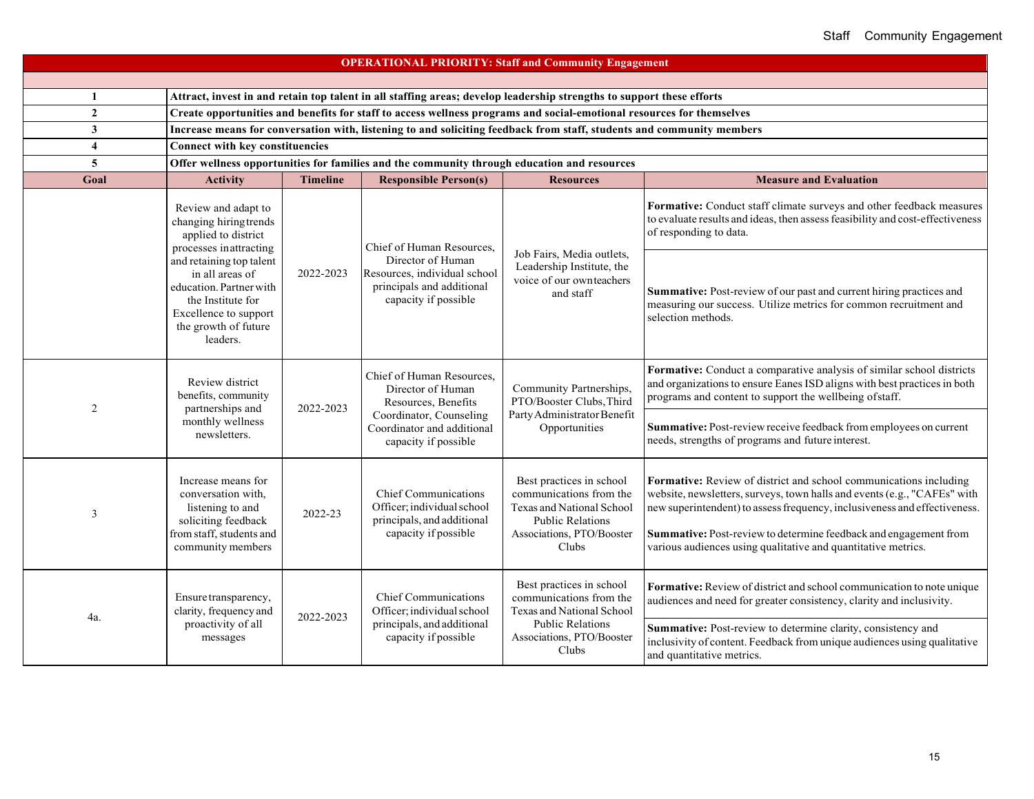# OPERATIONAL PRIORITY: Staff and Community Engagement

| | |
|---|---|
| **1** | **Attract, invest in and retain top talent in all staffing areas; develop leadership strengths to support these efforts** |
| **2** | **Create opportunities and benefits for staff to access wellness programs and social-emotional resources for themselves** |
| **3** | **Increase means for conversation with, listening to and soliciting feedback from staff, students and community members** |
| **4** | **Connect with key constituencies** |
| **5** | **Offer wellness opportunities for families and the community through education and resources** |

| Goal | Activity | Timeline | Responsible Person(s) | Resources | Measure and Evaluation |
|---|---|---|---|---|---|
| | Review and adapt to changing hiring trends applied to district processes in attracting and retaining top talent in all areas of education. Partner with the Institute for Excellence to support the growth of future leaders. | 2022-2023 | Chief of Human Resources, Director of Human Resources, individual school principals and additional capacity if possible | Job Fairs, Media outlets, Leadership Institute, the voice of our own teachers and staff | **Formative:** Conduct staff climate surveys and other feedback measures to evaluate results and ideas, then assess feasibility and cost-effectiveness of responding to data.<br><br>**Summative:** Post-review of our past and current hiring practices and measuring our success. Utilize metrics for common recruitment and selection methods. |
| 2 | Review district benefits, community partnerships and monthly wellness newsletters. | 2022-2023 | Chief of Human Resources, Director of Human Resources, Benefits Coordinator, Counseling Coordinator and additional capacity if possible | Community Partnerships, PTO/Booster Clubs, Third Party Administrator Benefit Opportunities | **Formative:** Conduct a comparative analysis of similar school districts and organizations to ensure Eanes ISD aligns with best practices in both programs and content to support the wellbeing of staff.<br><br>**Summative:** Post-review receive feedback from employees on current needs, strengths of programs and future interest. |
| 3 | Increase means for conversation with, listening to and soliciting feedback from staff, students and community members | 2022-23 | Chief Communications Officer; individual school principals, and additional capacity if possible | Best practices in school communications from the Texas and National School Public Relations Associations, PTO/Booster Clubs | **Formative:** Review of district and school communications including website, newsletters, surveys, town halls and events (e.g., "CAFEs" with new superintendent) to assess frequency, inclusiveness and effectiveness.<br><br>**Summative:** Post-review to determine feedback and engagement from various audiences using qualitative and quantitative metrics. |
| 4a. | Ensure transparency, clarity, frequency and proactivity of all messages | 2022-2023 | Chief Communications Officer; individual school principals, and additional capacity if possible | Best practices in school communications from the Texas and National School Public Relations Associations, PTO/Booster Clubs | **Formative:** Review of district and school communication to note unique audiences and need for greater consistency, clarity and inclusivity.<br><br>**Summative:** Post-review to determine clarity, consistency and inclusivity of content. Feedback from unique audiences using qualitative and quantitative metrics. |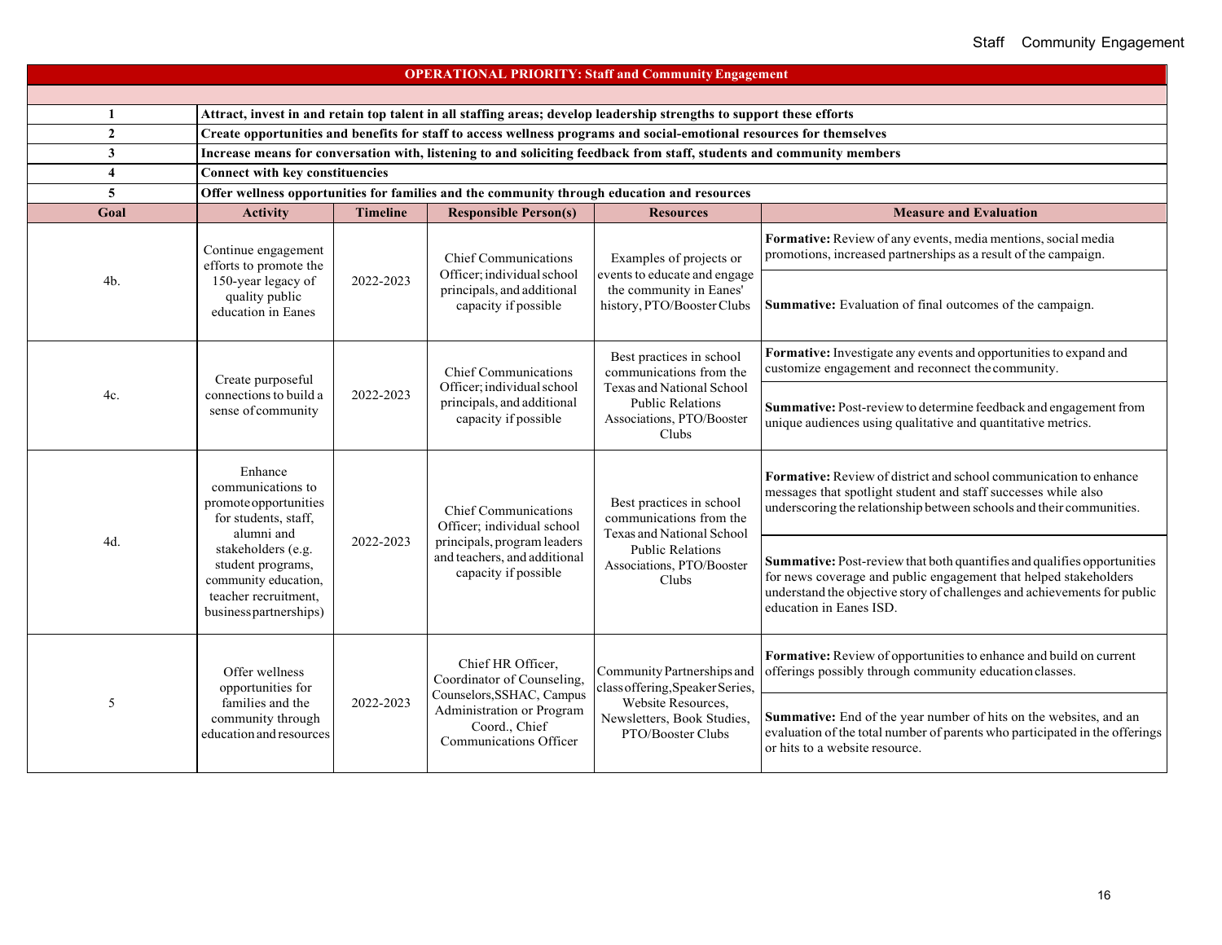## OPERATIONAL PRIORITY: Staff and Community Engagement

| | |
|---|---|
| **1** | **Attract, invest in and retain top talent in all staffing areas; develop leadership strengths to support these efforts** |
| **2** | **Create opportunities and benefits for staff to access wellness programs and social-emotional resources for themselves** |
| **3** | **Increase means for conversation with, listening to and soliciting feedback from staff, students and community members** |
| **4** | **Connect with key constituencies** |
| **5** | **Offer wellness opportunities for families and the community through education and resources** |

| Goal | Activity | Timeline | Responsible Person(s) | Resources | Measure and Evaluation |
|---|---|---|---|---|---|
| 4b. | Continue engagement efforts to promote the 150-year legacy of quality public education in Eanes | 2022-2023 | Chief Communications Officer; individual school principals, and additional capacity if possible | Examples of projects or events to educate and engage the community in Eanes' history, PTO/Booster Clubs | **Formative:** Review of any events, media mentions, social media promotions, increased partnerships as a result of the campaign.<br><br>**Summative:** Evaluation of final outcomes of the campaign. |
| 4c. | Create purposeful connections to build a sense of community | 2022-2023 | Chief Communications Officer; individual school principals, and additional capacity if possible | Best practices in school communications from the Texas and National School Public Relations Associations, PTO/Booster Clubs | **Formative:** Investigate any events and opportunities to expand and customize engagement and reconnect the community.<br><br>**Summative:** Post-review to determine feedback and engagement from unique audiences using qualitative and quantitative metrics. |
| 4d. | Enhance communications to promote opportunities for students, staff, alumni and stakeholders (e.g. student programs, community education, teacher recruitment, business partnerships) | 2022-2023 | Chief Communications Officer; individual school principals, program leaders and teachers, and additional capacity if possible | Best practices in school communications from the Texas and National School Public Relations Associations, PTO/Booster Clubs | **Formative:** Review of district and school communication to enhance messages that spotlight student and staff successes while also underscoring the relationship between schools and their communities.<br><br>**Summative:** Post-review that both quantifies and qualifies opportunities for news coverage and public engagement that helped stakeholders understand the objective story of challenges and achievements for public education in Eanes ISD. |
| 5 | Offer wellness opportunities for families and the community through education and resources | 2022-2023 | Chief HR Officer, Coordinator of Counseling, Counselors, SSHAC, Campus Administration or Program Coord., Chief Communications Officer | Community Partnerships and class offering, Speaker Series, Website Resources, Newsletters, Book Studies, PTO/Booster Clubs | **Formative:** Review of opportunities to enhance and build on current offerings possibly through community education classes.<br><br>**Summative:** End of the year number of hits on the websites, and an evaluation of the total number of parents who participated in the offerings or hits to a website resource. |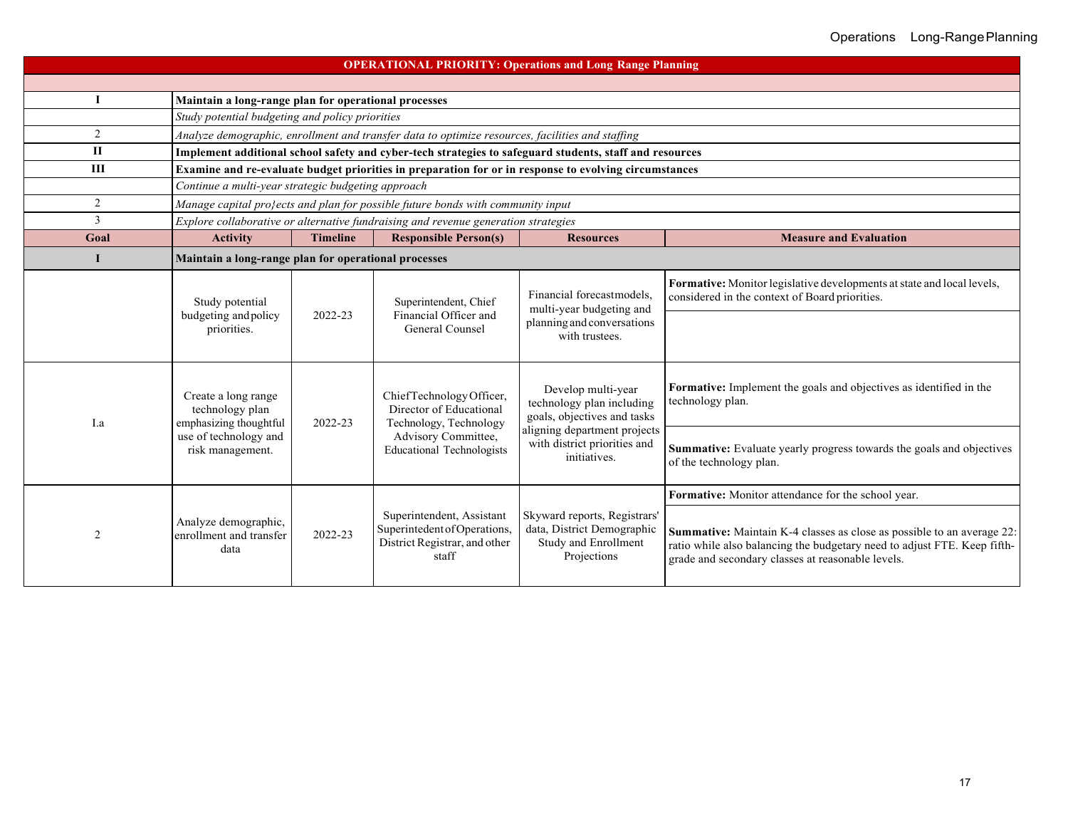| OPERATIONAL PRIORITY: Operations and Long Range Planning | | | | | |
|---|---|---|---|---|---|
| | | | | | |
| I | **Maintain a long-range plan for operational processes** | | | | |
| | *Study potential budgeting and policy priorities* | | | | |
| 2 | *Analyze demographic, enrollment and transfer data to optimize resources, facilities and staffing* | | | | |
| II | **Implement additional school safety and cyber-tech strategies to safeguard students, staff and resources** | | | | |
| III | **Examine and re-evaluate budget priorities in preparation for or in response to evolving circumstances** | | | | |
| | *Continue a multi-year strategic budgeting approach* | | | | |
| 2 | *Manage capital pro}ects and plan for possible future bonds with community input* | | | | |
| 3 | *Explore collaborative or alternative fundraising and revenue generation strategies* | | | | |
| **Goal** | **Activity** | **Timeline** | **Responsible Person(s)** | **Resources** | **Measure and Evaluation** |
| **I** | **Maintain a long-range plan for operational processes** | | | | |
| | Study potential budgeting and policy priorities. | 2022-23 | Superintendent, Chief Financial Officer and General Counsel | Financial forecastmodels, multi-year budgeting and planning and conversations with trustees. | **Formative:** Monitor legislative developments at state and local levels, considered in the context of Board priorities. |
| I.a | Create a long range technology plan emphasizing thoughtful use of technology and risk management. | 2022-23 | ChiefTechnologyOfficer, Director of Educational Technology, Technology Advisory Committee, Educational Technologists | Develop multi-year technology plan including goals, objectives and tasks aligning department projects with district priorities and initiatives. | **Formative:** Implement the goals and objectives as identified in the technology plan. **Summative:** Evaluate yearly progress towards the goals and objectives of the technology plan. |
| 2 | Analyze demographic, enrollment and transfer data | 2022-23 | Superintendent, Assistant Superintedent of Operations, District Registrar, and other staff | Skyward reports, Registrars' data, District Demographic Study and Enrollment Projections | **Formative:** Monitor attendance for the school year. **Summative:** Maintain K-4 classes as close as possible to an average 22: ratio while also balancing the budgetary need to adjust FTE. Keep fifth-grade and secondary classes at reasonable levels. |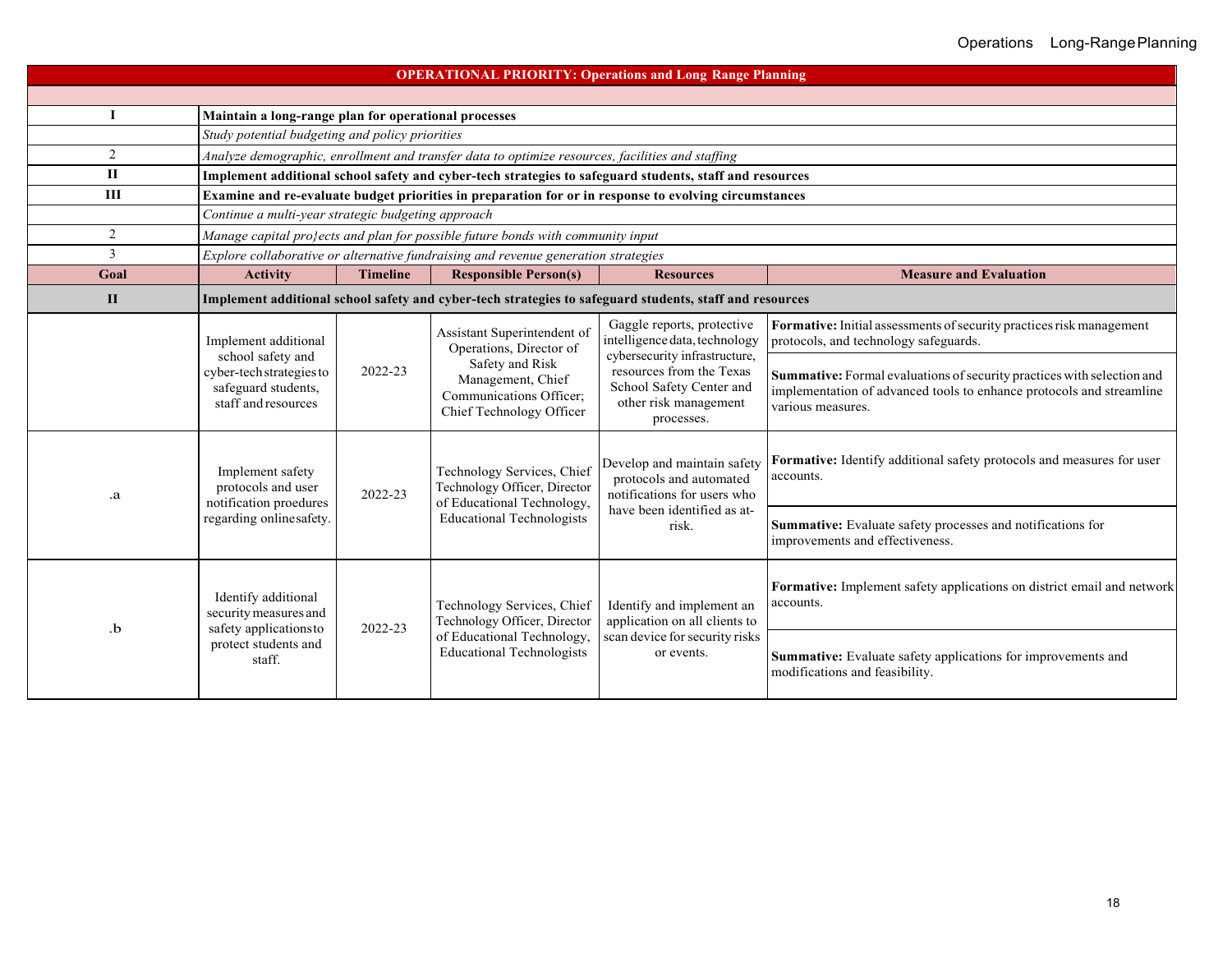| **OPERATIONAL PRIORITY: Operations and Long Range Planning** | | | | | |
|---|---|---|---|---|---|
| | | | | | |
| **I** | **Maintain a long-range plan for operational processes** | | | | |
| | *Study potential budgeting and policy priorities* | | | | |
| 2 | *Analyze demographic, enrollment and transfer data to optimize resources, facilities and staffing* | | | | |
| **II** | **Implement additional school safety and cyber-tech strategies to safeguard students, staff and resources** | | | | |
| **III** | **Examine and re-evaluate budget priorities in preparation for or in response to evolving circumstances** | | | | |
| | *Continue a multi-year strategic budgeting approach* | | | | |
| 2 | *Manage capital pro}ects and plan for possible future bonds with community input* | | | | |
| 3 | *Explore collaborative or alternative fundraising and revenue generation strategies* | | | | |
| **Goal** | **Activity** | **Timeline** | **Responsible Person(s)** | **Resources** | **Measure and Evaluation** |
| **II** | **Implement additional school safety and cyber-tech strategies to safeguard students, staff and resources** | | | | |
| | Implement additional school safety and cyber-tech strategies to safeguard students, staff and resources | 2022-23 | Assistant Superintendent of Operations, Director of Safety and Risk Management, Chief Communications Officer; Chief Technology Officer | Gaggle reports, protective intelligence data, technology cybersecurity infrastructure, resources from the Texas School Safety Center and other risk management processes. | **Formative:** Initial assessments of security practices risk management protocols, and technology safeguards.<br><br>**Summative:** Formal evaluations of security practices with selection and implementation of advanced tools to enhance protocols and streamline various measures. |
| .a | Implement safety protocols and user notification proedures regarding online safety. | 2022-23 | Technology Services, Chief Technology Officer, Director of Educational Technology, Educational Technologists | Develop and maintain safety protocols and automated notifications for users who have been identified as at-risk. | **Formative:** Identify additional safety protocols and measures for user accounts.<br><br>**Summative:** Evaluate safety processes and notifications for improvements and effectiveness. |
| .b | Identify additional security measures and safety applications to protect students and staff. | 2022-23 | Technology Services, Chief Technology Officer, Director of Educational Technology, Educational Technologists | Identify and implement an application on all clients to scan device for security risks or events. | **Formative:** Implement safety applications on district email and network accounts.<br><br>**Summative:** Evaluate safety applications for improvements and modifications and feasibility. |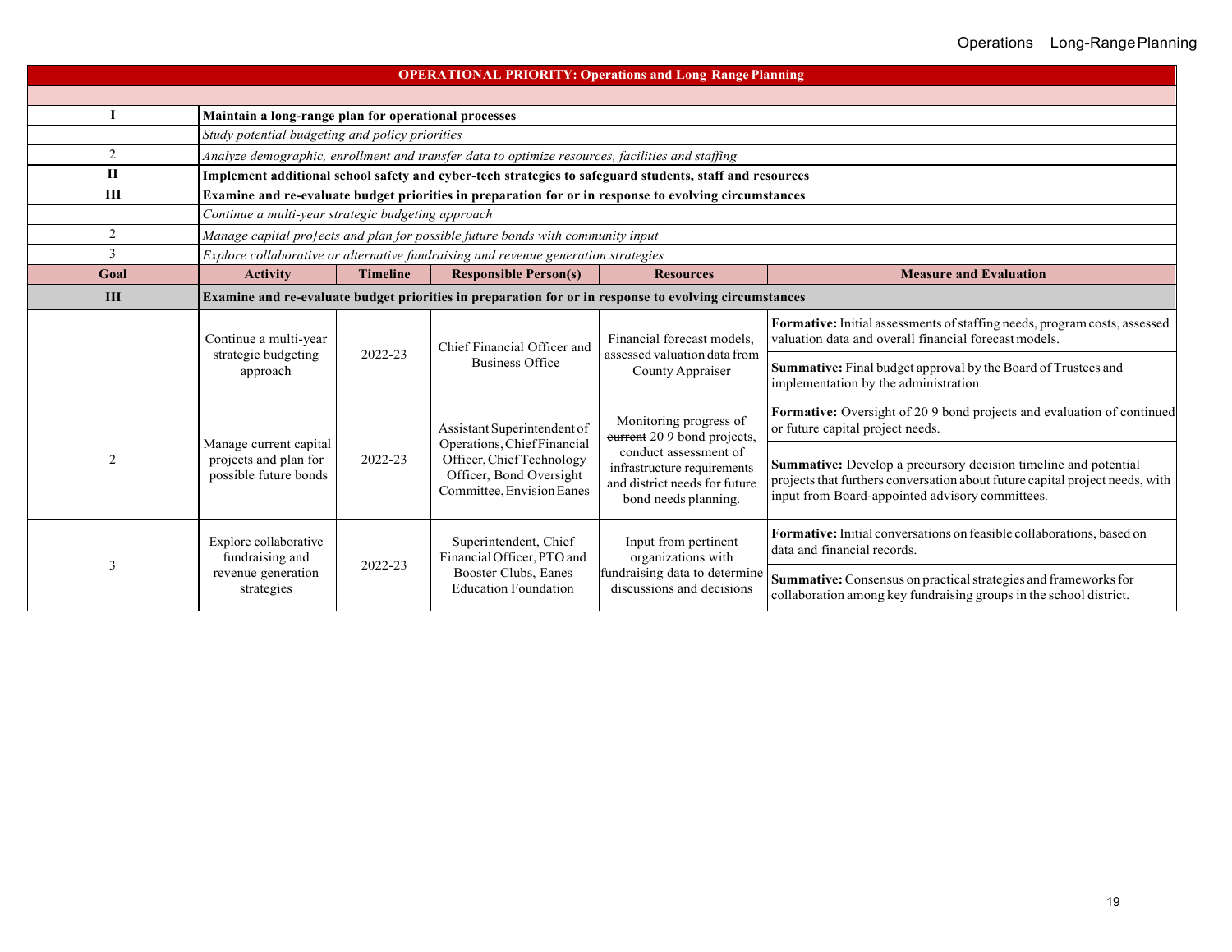| OPERATIONAL PRIORITY: Operations and Long Range Planning | | | | | |
|---|---|---|---|---|---|
| I | **Maintain a long-range plan for operational processes** | | | | |
| | *Study potential budgeting and policy priorities* | | | | |
| 2 | *Analyze demographic, enrollment and transfer data to optimize resources, facilities and staffing* | | | | |
| II | **Implement additional school safety and cyber-tech strategies to safeguard students, staff and resources** | | | | |
| III | **Examine and re-evaluate budget priorities in preparation for or in response to evolving circumstances** | | | | |
| | *Continue a multi-year strategic budgeting approach* | | | | |
| 2 | *Manage capital pro}ects and plan for possible future bonds with community input* | | | | |
| 3 | *Explore collaborative or alternative fundraising and revenue generation strategies* | | | | |
| **Goal** | **Activity** | **Timeline** | **Responsible Person(s)** | **Resources** | **Measure and Evaluation** |
| III | **Examine and re-evaluate budget priorities in preparation for or in response to evolving circumstances** | | | | |
| | Continue a multi-year strategic budgeting approach | 2022-23 | Chief Financial Officer and Business Office | Financial forecast models, assessed valuation data from County Appraiser | **Formative:** Initial assessments of staffing needs, program costs, assessed valuation data and overall financial forecast models. |
| | | | | | **Summative:** Final budget approval by the Board of Trustees and implementation by the administration. |
| 2 | Manage current capital projects and plan for possible future bonds | 2022-23 | Assistant Superintendent of Operations, Chief Financial Officer, Chief Technology Officer, Bond Oversight Committee, Envision Eanes | Monitoring progress of ~~current~~ 20 9 bond projects, conduct assessment of infrastructure requirements and district needs for future bond ~~needs~~ planning. | **Formative:** Oversight of 20 9 bond projects and evaluation of continued or future capital project needs. |
| | | | | | **Summative:** Develop a precursory decision timeline and potential projects that furthers conversation about future capital project needs, with input from Board-appointed advisory committees. |
| 3 | Explore collaborative fundraising and revenue generation strategies | 2022-23 | Superintendent, Chief Financial Officer, PTO and Booster Clubs, Eanes Education Foundation | Input from pertinent organizations with fundraising data to determine discussions and decisions | **Formative:** Initial conversations on feasible collaborations, based on data and financial records. |
| | | | | | **Summative:** Consensus on practical strategies and frameworks for collaboration among key fundraising groups in the school district. |